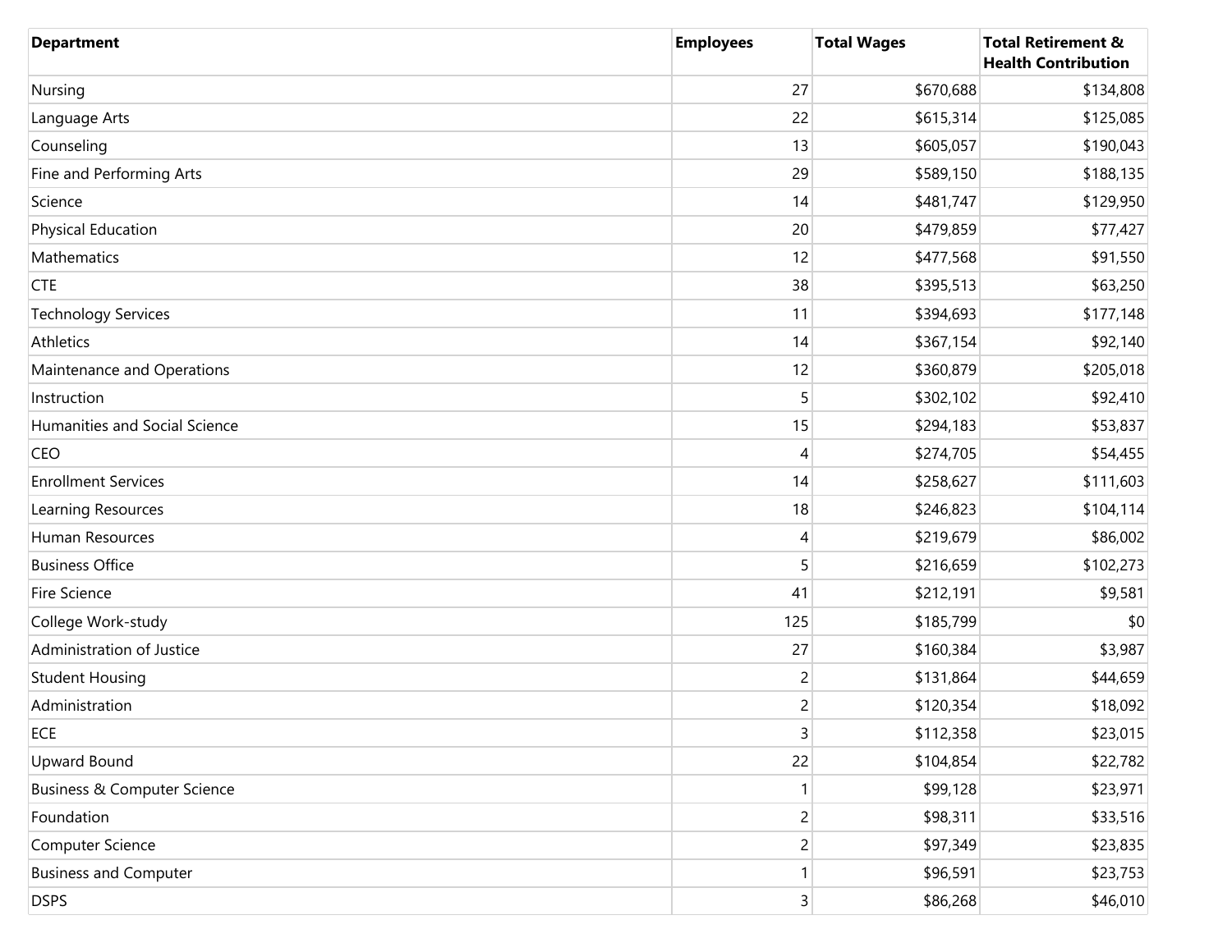| Department | Employees | Total Wages | Total Retirement & Health Contribution |
| --- | --- | --- | --- |
| Nursing | 27 | $670,688 | $134,808 |
| Language Arts | 22 | $615,314 | $125,085 |
| Counseling | 13 | $605,057 | $190,043 |
| Fine and Performing Arts | 29 | $589,150 | $188,135 |
| Science | 14 | $481,747 | $129,950 |
| Physical Education | 20 | $479,859 | $77,427 |
| Mathematics | 12 | $477,568 | $91,550 |
| CTE | 38 | $395,513 | $63,250 |
| Technology Services | 11 | $394,693 | $177,148 |
| Athletics | 14 | $367,154 | $92,140 |
| Maintenance and Operations | 12 | $360,879 | $205,018 |
| Instruction | 5 | $302,102 | $92,410 |
| Humanities and Social Science | 15 | $294,183 | $53,837 |
| CEO | 4 | $274,705 | $54,455 |
| Enrollment Services | 14 | $258,627 | $111,603 |
| Learning Resources | 18 | $246,823 | $104,114 |
| Human Resources | 4 | $219,679 | $86,002 |
| Business Office | 5 | $216,659 | $102,273 |
| Fire Science | 41 | $212,191 | $9,581 |
| College Work-study | 125 | $185,799 | $0 |
| Administration of Justice | 27 | $160,384 | $3,987 |
| Student Housing | 2 | $131,864 | $44,659 |
| Administration | 2 | $120,354 | $18,092 |
| ECE | 3 | $112,358 | $23,015 |
| Upward Bound | 22 | $104,854 | $22,782 |
| Business & Computer Science | 1 | $99,128 | $23,971 |
| Foundation | 2 | $98,311 | $33,516 |
| Computer Science | 2 | $97,349 | $23,835 |
| Business and Computer | 1 | $96,591 | $23,753 |
| DSPS | 3 | $86,268 | $46,010 |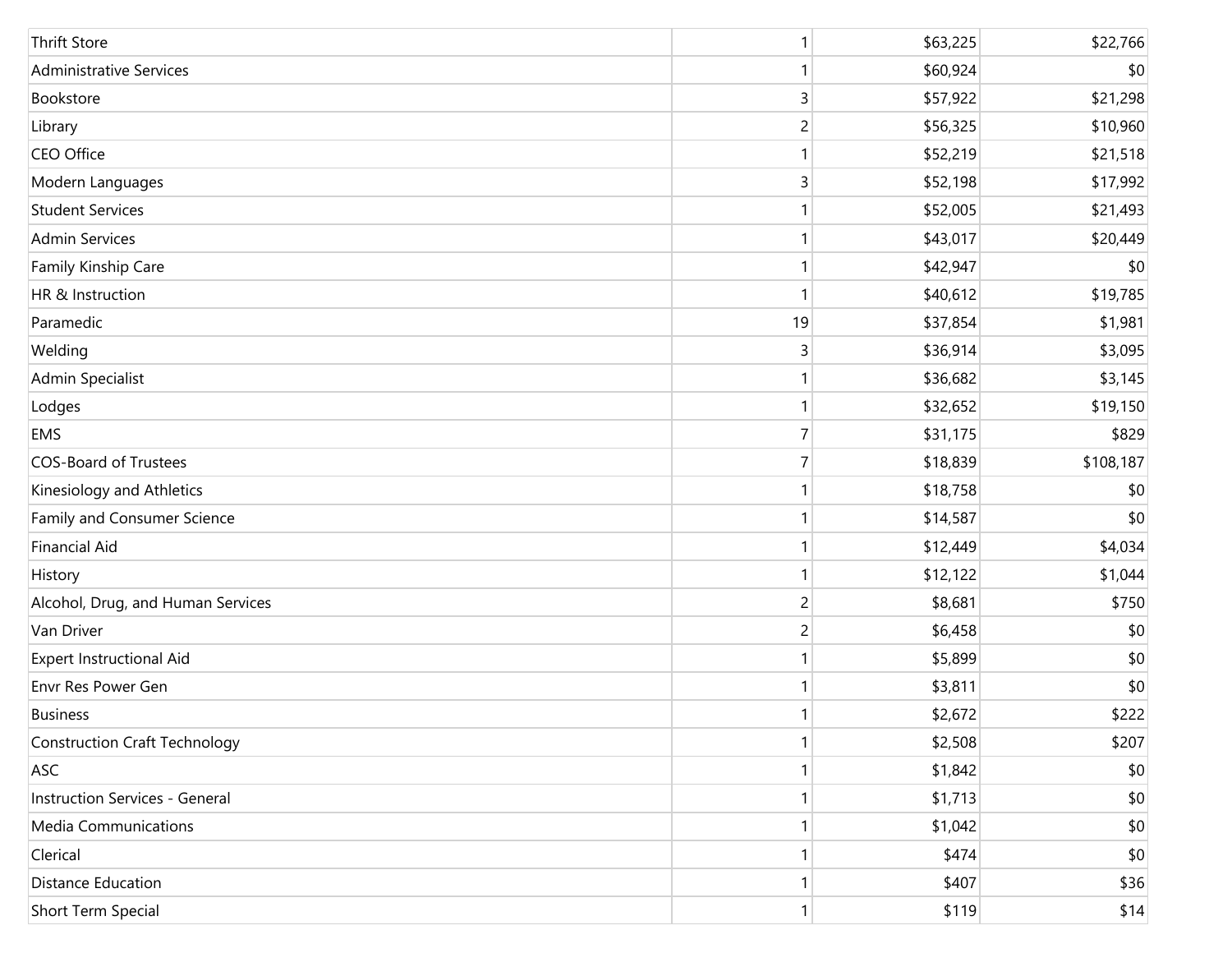| | | | |
|---|---|---|---|
| Thrift Store | 1 | $63,225 | $22,766 |
| Administrative Services | 1 | $60,924 | $0 |
| Bookstore | 3 | $57,922 | $21,298 |
| Library | 2 | $56,325 | $10,960 |
| CEO Office | 1 | $52,219 | $21,518 |
| Modern Languages | 3 | $52,198 | $17,992 |
| Student Services | 1 | $52,005 | $21,493 |
| Admin Services | 1 | $43,017 | $20,449 |
| Family Kinship Care | 1 | $42,947 | $0 |
| HR & Instruction | 1 | $40,612 | $19,785 |
| Paramedic | 19 | $37,854 | $1,981 |
| Welding | 3 | $36,914 | $3,095 |
| Admin Specialist | 1 | $36,682 | $3,145 |
| Lodges | 1 | $32,652 | $19,150 |
| EMS | 7 | $31,175 | $829 |
| COS-Board of Trustees | 7 | $18,839 | $108,187 |
| Kinesiology and Athletics | 1 | $18,758 | $0 |
| Family and Consumer Science | 1 | $14,587 | $0 |
| Financial Aid | 1 | $12,449 | $4,034 |
| History | 1 | $12,122 | $1,044 |
| Alcohol, Drug, and Human Services | 2 | $8,681 | $750 |
| Van Driver | 2 | $6,458 | $0 |
| Expert Instructional Aid | 1 | $5,899 | $0 |
| Envr Res Power Gen | 1 | $3,811 | $0 |
| Business | 1 | $2,672 | $222 |
| Construction Craft Technology | 1 | $2,508 | $207 |
| ASC | 1 | $1,842 | $0 |
| Instruction Services - General | 1 | $1,713 | $0 |
| Media Communications | 1 | $1,042 | $0 |
| Clerical | 1 | $474 | $0 |
| Distance Education | 1 | $407 | $36 |
| Short Term Special | 1 | $119 | $14 |